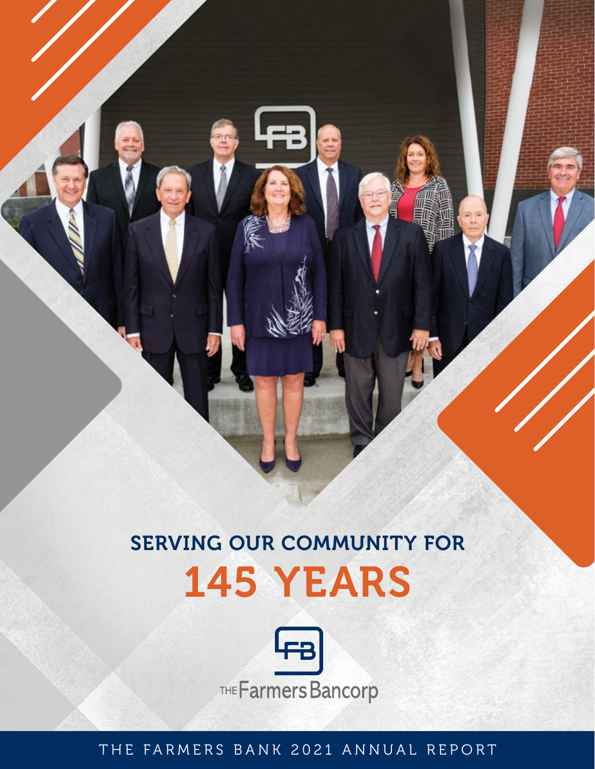# SERVING OUR COMMUNITY FOR

# 145 YEARS

THE Farmers Bancorp

THE FARMERS BANK 2021 ANNUAL REPORT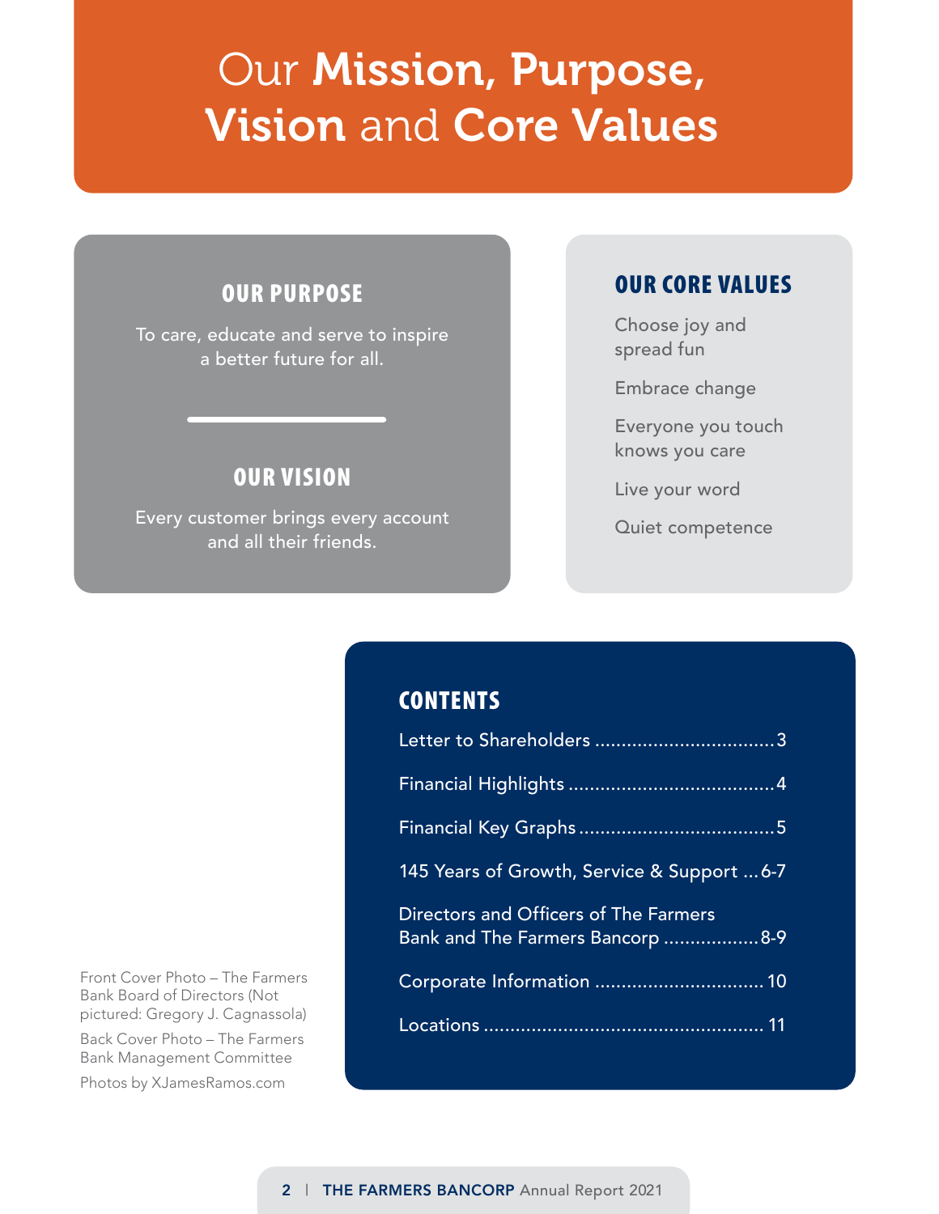# Our Mission, Purpose, Vision and Core Values

## OUR PURPOSE

To care, educate and serve to inspire a better future for all.

## OUR VISION

Every customer brings every account and all their friends.

## OUR CORE VALUES

Choose joy and spread fun

Embrace change

Everyone you touch knows you care

Live your word

Quiet competence

## CONTENTS

Letter to Shareholders .................................3

Financial Highlights .....................................4

Financial Key Graphs ....................................5

145 Years of Growth, Service & Support ...6-7

Directors and Officers of The Farmers Bank and The Farmers Bancorp ..................8-9

Corporate Information ................................ 10

Locations .................................................... 11

Front Cover Photo – The Farmers Bank Board of Directors (Not pictured: Gregory J. Cagnassola)

Back Cover Photo – The Farmers Bank Management Committee

Photos by XJamesRamos.com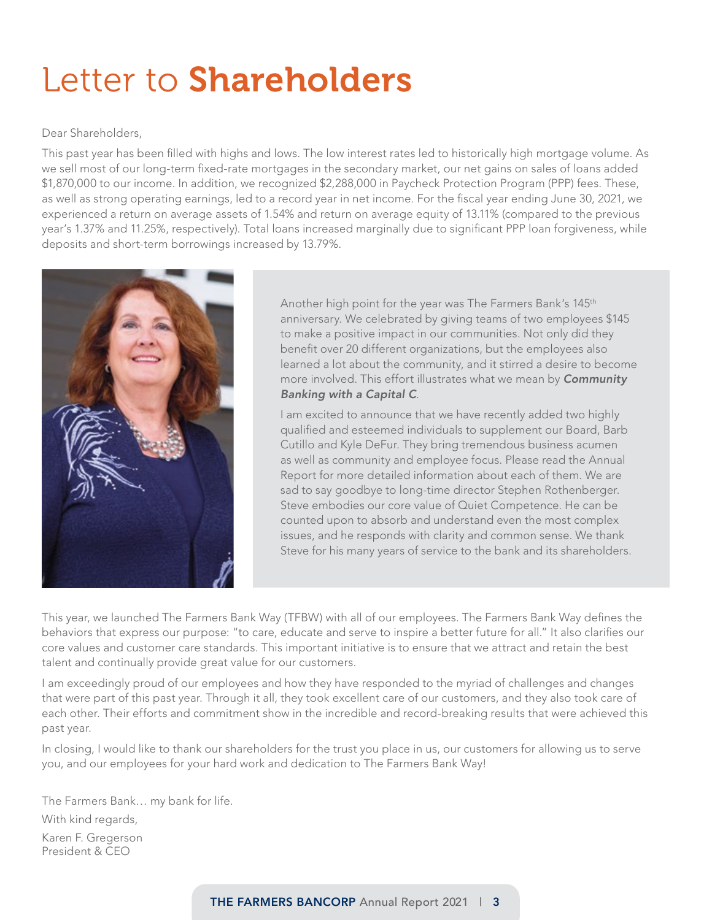# Letter to **Shareholders**

Dear Shareholders,

This past year has been filled with highs and lows. The low interest rates led to historically high mortgage volume. As we sell most of our long-term fixed-rate mortgages in the secondary market, our net gains on sales of loans added $1,870,000 to our income. In addition, we recognized $2,288,000 in Paycheck Protection Program (PPP) fees. These, as well as strong operating earnings, led to a record year in net income. For the fiscal year ending June 30, 2021, we experienced a return on average assets of 1.54% and return on average equity of 13.11% (compared to the previous year's 1.37% and 11.25%, respectively). Total loans increased marginally due to significant PPP loan forgiveness, while deposits and short-term borrowings increased by 13.79%.

Another high point for the year was The Farmers Bank's 145th anniversary. We celebrated by giving teams of two employees $145 to make a positive impact in our communities. Not only did they benefit over 20 different organizations, but the employees also learned a lot about the community, and it stirred a desire to become more involved. This effort illustrates what we mean by ***Community Banking with a Capital C***.

I am excited to announce that we have recently added two highly qualified and esteemed individuals to supplement our Board, Barb Cutillo and Kyle DeFur. They bring tremendous business acumen as well as community and employee focus. Please read the Annual Report for more detailed information about each of them. We are sad to say goodbye to long-time director Stephen Rothenberger. Steve embodies our core value of Quiet Competence. He can be counted upon to absorb and understand even the most complex issues, and he responds with clarity and common sense. We thank Steve for his many years of service to the bank and its shareholders.

This year, we launched The Farmers Bank Way (TFBW) with all of our employees. The Farmers Bank Way defines the behaviors that express our purpose: "to care, educate and serve to inspire a better future for all." It also clarifies our core values and customer care standards. This important initiative is to ensure that we attract and retain the best talent and continually provide great value for our customers.

I am exceedingly proud of our employees and how they have responded to the myriad of challenges and changes that were part of this past year. Through it all, they took excellent care of our customers, and they also took care of each other. Their efforts and commitment show in the incredible and record-breaking results that were achieved this past year.

In closing, I would like to thank our shareholders for the trust you place in us, our customers for allowing us to serve you, and our employees for your hard work and dedication to The Farmers Bank Way!

The Farmers Bank… my bank for life.

With kind regards,

Karen F. Gregerson
President & CEO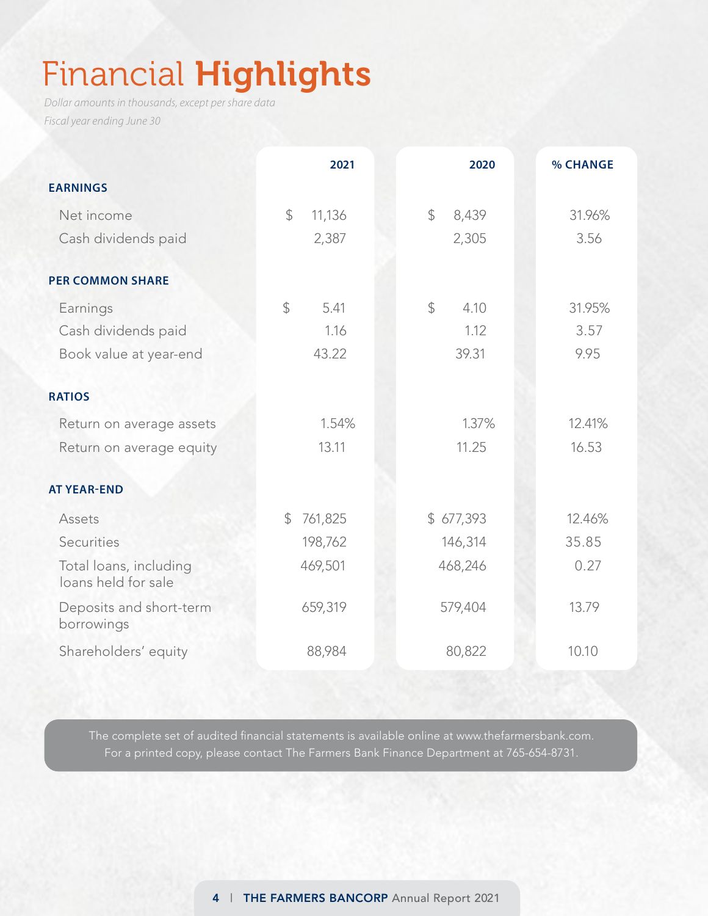# Financial **Highlights**

*Dollar amounts in thousands, except per share data*

*Fiscal year ending June 30*

| | 2021 | 2020 | % CHANGE |
|---|---|---|---|
| **EARNINGS** | | | |
| Net income | $ 11,136 | $ 8,439 | 31.96% |
| Cash dividends paid | 2,387 | 2,305 | 3.56 |
| **PER COMMON SHARE** | | | |
| Earnings | $ 5.41 | $ 4.10 | 31.95% |
| Cash dividends paid | 1.16 | 1.12 | 3.57 |
| Book value at year-end | 43.22 | 39.31 | 9.95 |
| **RATIOS** | | | |
| Return on average assets | 1.54% | 1.37% | 12.41% |
| Return on average equity | 13.11 | 11.25 | 16.53 |
| **AT YEAR-END** | | | |
| Assets | $ 761,825 | $ 677,393 | 12.46% |
| Securities | 198,762 | 146,314 | 35.85 |
| Total loans, including loans held for sale | 469,501 | 468,246 | 0.27 |
| Deposits and short-term borrowings | 659,319 | 579,404 | 13.79 |
| Shareholders' equity | 88,984 | 80,822 | 10.10 |

The complete set of audited financial statements is available online at www.thefarmersbank.com. For a printed copy, please contact The Farmers Bank Finance Department at 765-654-8731.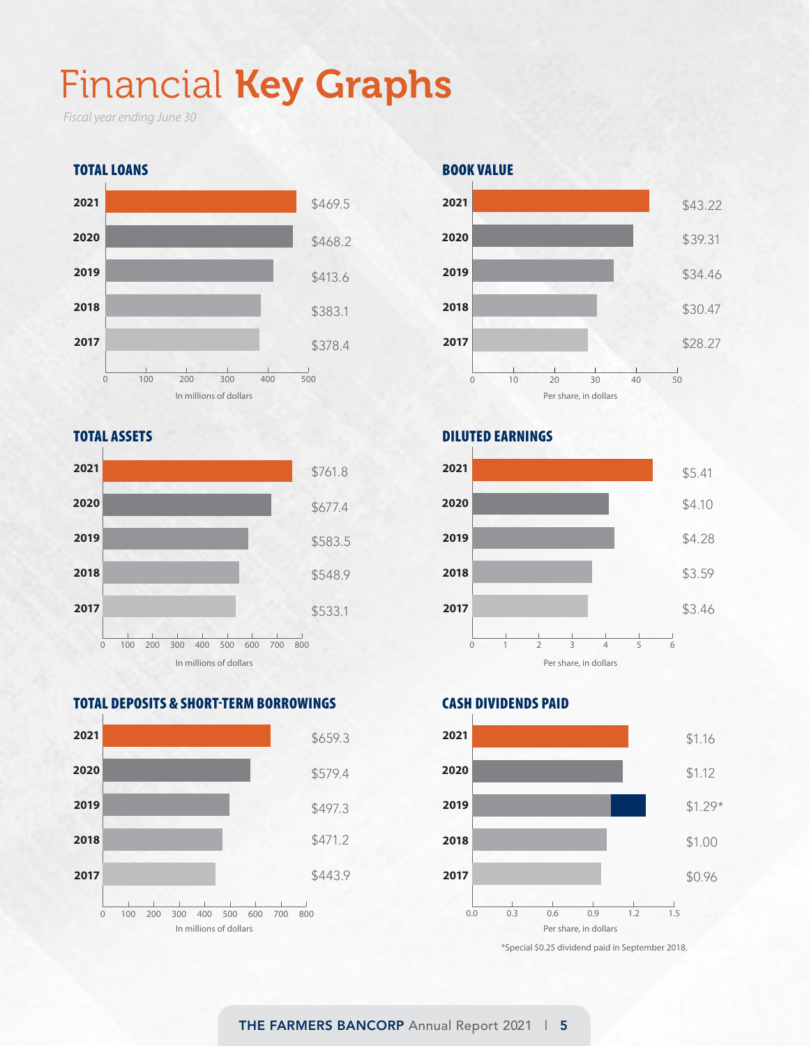# Financial **Key Graphs**

*Fiscal year ending June 30*

## TOTAL LOANS

| Year | In millions of dollars |
|---|---|
| 2021 | $469.5 |
| 2020 | $468.2 |
| 2019 | $413.6 |
| 2018 | $383.1 |
| 2017 | $378.4 |

## BOOK VALUE

| Year | Per share, in dollars |
|---|---|
| 2021 | $43.22 |
| 2020 | $39.31 |
| 2019 | $34.46 |
| 2018 | $30.47 |
| 2017 | $28.27 |

## TOTAL ASSETS

| Year | In millions of dollars |
|---|---|
| 2021 | $761.8 |
| 2020 | $677.4 |
| 2019 | $583.5 |
| 2018 | $548.9 |
| 2017 | $533.1 |

## DILUTED EARNINGS

| Year | Per share, in dollars |
|---|---|
| 2021 | $5.41 |
| 2020 | $4.10 |
| 2019 | $4.28 |
| 2018 | $3.59 |
| 2017 | $3.46 |

## TOTAL DEPOSITS & SHORT-TERM BORROWINGS

| Year | In millions of dollars |
|---|---|
| 2021 | $659.3 |
| 2020 | $579.4 |
| 2019 | $497.3 |
| 2018 | $471.2 |
| 2017 | $443.9 |

## CASH DIVIDENDS PAID

| Year | Per share, in dollars |
|---|---|
| 2021 | $1.16 |
| 2020 | $1.12 |
| 2019 | $1.29* |
| 2018 | $1.00 |
| 2017 | $0.96 |

*Special $0.25 dividend paid in September 2018.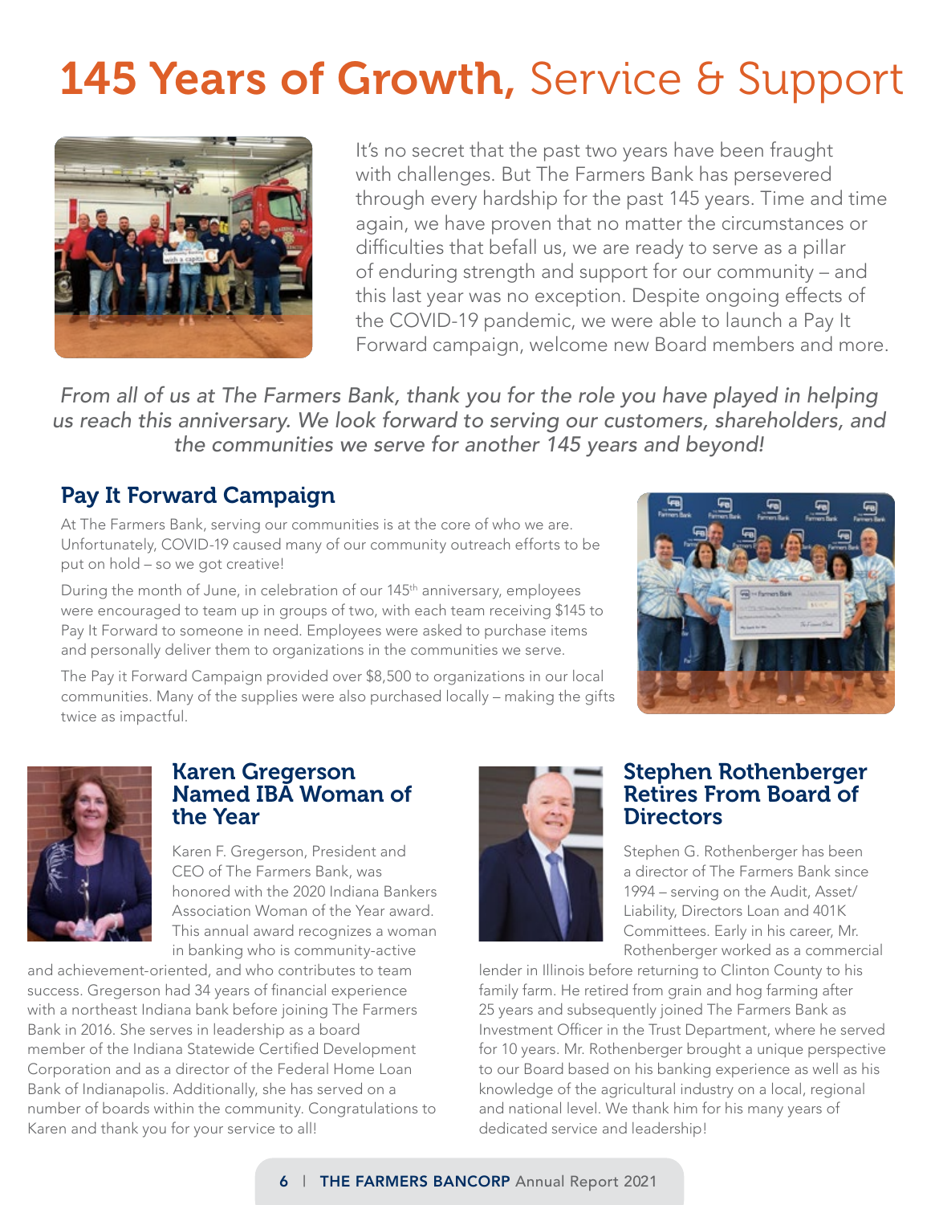# 145 Years of Growth, Service & Support

It's no secret that the past two years have been fraught with challenges. But The Farmers Bank has persevered through every hardship for the past 145 years. Time and time again, we have proven that no matter the circumstances or difficulties that befall us, we are ready to serve as a pillar of enduring strength and support for our community – and this last year was no exception. Despite ongoing effects of the COVID-19 pandemic, we were able to launch a Pay It Forward campaign, welcome new Board members and more.

*From all of us at The Farmers Bank, thank you for the role you have played in helping us reach this anniversary. We look forward to serving our customers, shareholders, and the communities we serve for another 145 years and beyond!*

## Pay It Forward Campaign

At The Farmers Bank, serving our communities is at the core of who we are. Unfortunately, COVID-19 caused many of our community outreach efforts to be put on hold – so we got creative!

During the month of June, in celebration of our 145th anniversary, employees were encouraged to team up in groups of two, with each team receiving $145 to Pay It Forward to someone in need. Employees were asked to purchase items and personally deliver them to organizations in the communities we serve.

The Pay it Forward Campaign provided over $8,500 to organizations in our local communities. Many of the supplies were also purchased locally – making the gifts twice as impactful.

## Karen Gregerson Named IBA Woman of the Year

Karen F. Gregerson, President and CEO of The Farmers Bank, was honored with the 2020 Indiana Bankers Association Woman of the Year award. This annual award recognizes a woman in banking who is community-active and achievement-oriented, and who contributes to team success. Gregerson had 34 years of financial experience with a northeast Indiana bank before joining The Farmers Bank in 2016. She serves in leadership as a board member of the Indiana Statewide Certified Development Corporation and as a director of the Federal Home Loan Bank of Indianapolis. Additionally, she has served on a number of boards within the community. Congratulations to Karen and thank you for your service to all!

## Stephen Rothenberger Retires From Board of Directors

Stephen G. Rothenberger has been a director of The Farmers Bank since 1994 – serving on the Audit, Asset/Liability, Directors Loan and 401K Committees. Early in his career, Mr. Rothenberger worked as a commercial lender in Illinois before returning to Clinton County to his family farm. He retired from grain and hog farming after 25 years and subsequently joined The Farmers Bank as Investment Officer in the Trust Department, where he served for 10 years. Mr. Rothenberger brought a unique perspective to our Board based on his banking experience as well as his knowledge of the agricultural industry on a local, regional and national level. We thank him for his many years of dedicated service and leadership!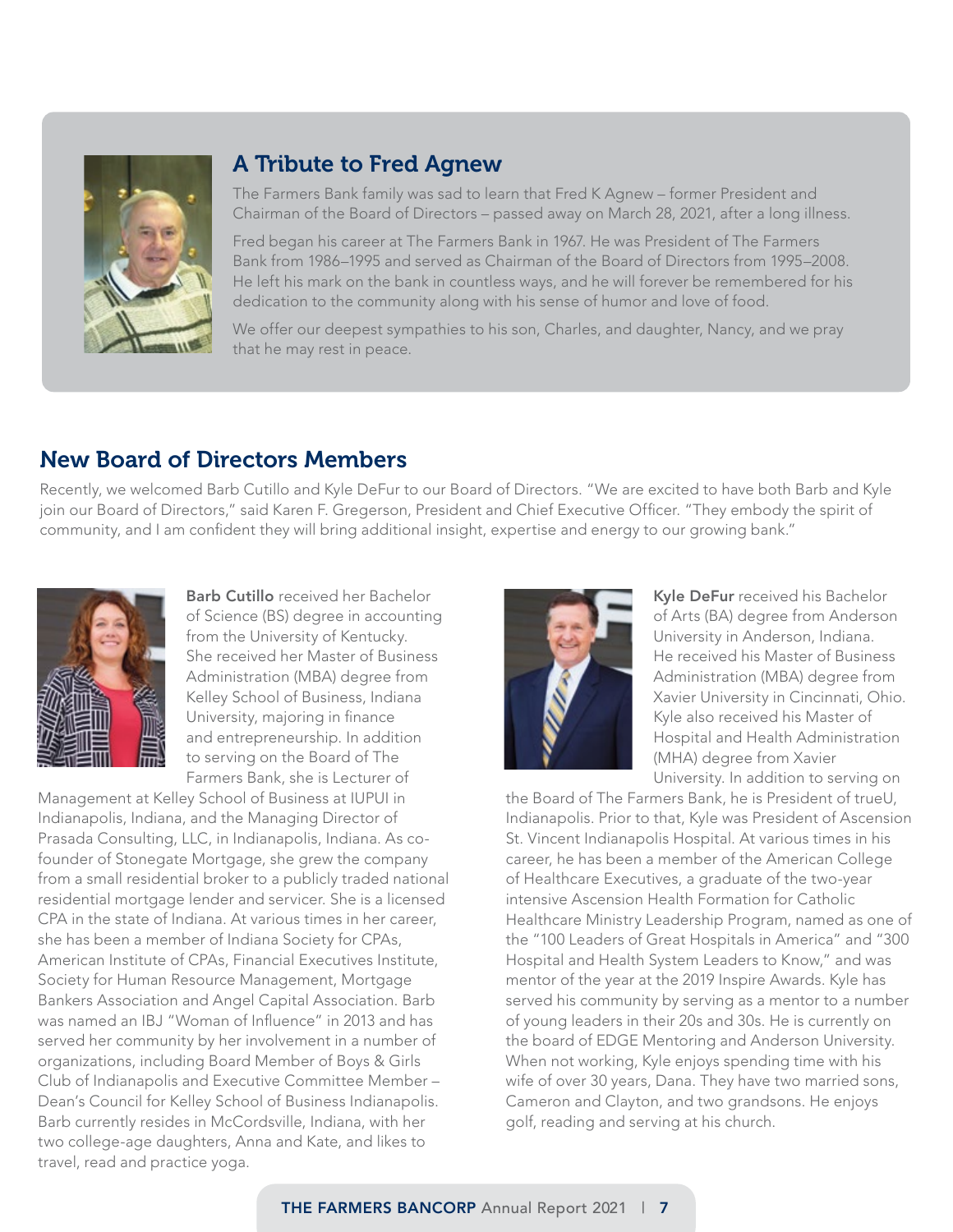## A Tribute to Fred Agnew

The Farmers Bank family was sad to learn that Fred K Agnew – former President and Chairman of the Board of Directors – passed away on March 28, 2021, after a long illness.

Fred began his career at The Farmers Bank in 1967. He was President of The Farmers Bank from 1986–1995 and served as Chairman of the Board of Directors from 1995–2008. He left his mark on the bank in countless ways, and he will forever be remembered for his dedication to the community along with his sense of humor and love of food.

We offer our deepest sympathies to his son, Charles, and daughter, Nancy, and we pray that he may rest in peace.

## New Board of Directors Members

Recently, we welcomed Barb Cutillo and Kyle DeFur to our Board of Directors. "We are excited to have both Barb and Kyle join our Board of Directors," said Karen F. Gregerson, President and Chief Executive Officer. "They embody the spirit of community, and I am confident they will bring additional insight, expertise and energy to our growing bank."

**Barb Cutillo** received her Bachelor of Science (BS) degree in accounting from the University of Kentucky. She received her Master of Business Administration (MBA) degree from Kelley School of Business, Indiana University, majoring in finance and entrepreneurship. In addition to serving on the Board of The Farmers Bank, she is Lecturer of Management at Kelley School of Business at IUPUI in Indianapolis, Indiana, and the Managing Director of Prasada Consulting, LLC, in Indianapolis, Indiana. As co-founder of Stonegate Mortgage, she grew the company from a small residential broker to a publicly traded national residential mortgage lender and servicer. She is a licensed CPA in the state of Indiana. At various times in her career, she has been a member of Indiana Society for CPAs, American Institute of CPAs, Financial Executives Institute, Society for Human Resource Management, Mortgage Bankers Association and Angel Capital Association. Barb was named an IBJ "Woman of Influence" in 2013 and has served her community by her involvement in a number of organizations, including Board Member of Boys & Girls Club of Indianapolis and Executive Committee Member – Dean's Council for Kelley School of Business Indianapolis. Barb currently resides in McCordsville, Indiana, with her two college-age daughters, Anna and Kate, and likes to travel, read and practice yoga.

**Kyle DeFur** received his Bachelor of Arts (BA) degree from Anderson University in Anderson, Indiana. He received his Master of Business Administration (MBA) degree from Xavier University in Cincinnati, Ohio. Kyle also received his Master of Hospital and Health Administration (MHA) degree from Xavier University. In addition to serving on the Board of The Farmers Bank, he is President of trueU, Indianapolis. Prior to that, Kyle was President of Ascension St. Vincent Indianapolis Hospital. At various times in his career, he has been a member of the American College of Healthcare Executives, a graduate of the two-year intensive Ascension Health Formation for Catholic Healthcare Ministry Leadership Program, named as one of the "100 Leaders of Great Hospitals in America" and "300 Hospital and Health System Leaders to Know," and was mentor of the year at the 2019 Inspire Awards. Kyle has served his community by serving as a mentor to a number of young leaders in their 20s and 30s. He is currently on the board of EDGE Mentoring and Anderson University. When not working, Kyle enjoys spending time with his wife of over 30 years, Dana. They have two married sons, Cameron and Clayton, and two grandsons. He enjoys golf, reading and serving at his church.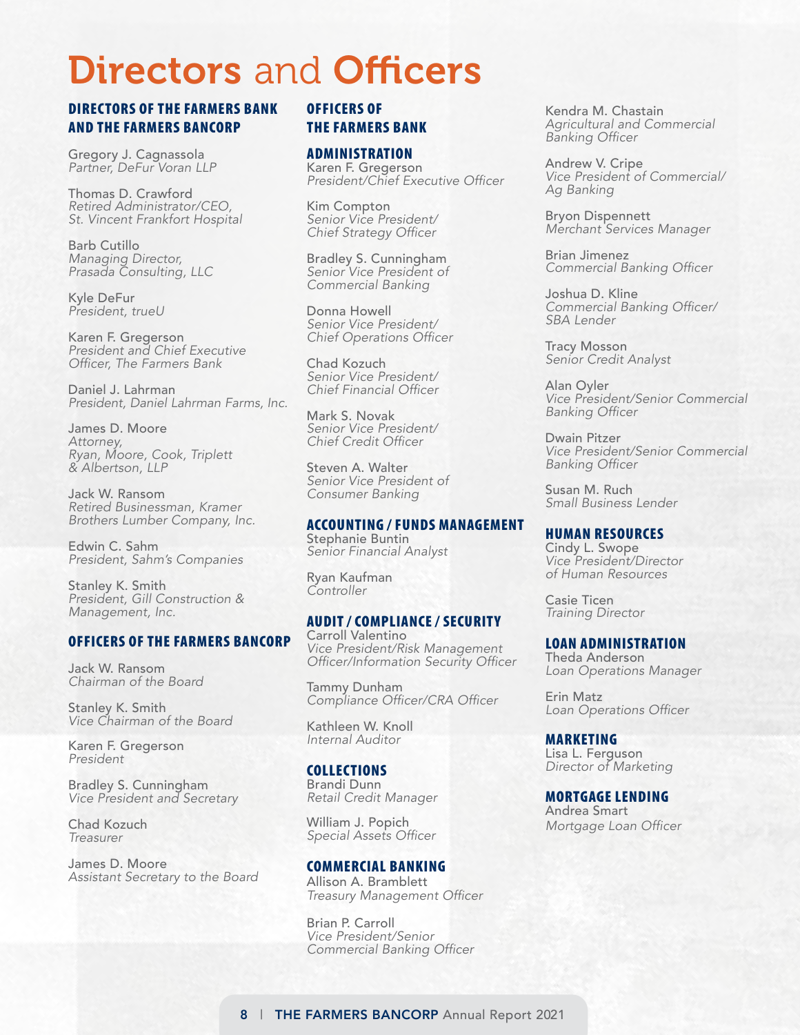# Directors and Officers

## DIRECTORS OF THE FARMERS BANK AND THE FARMERS BANCORP

Gregory J. Cagnassola
*Partner, DeFur Voran LLP*

Thomas D. Crawford
*Retired Administrator/CEO, St. Vincent Frankfort Hospital*

Barb Cutillo
*Managing Director, Prasada Consulting, LLC*

Kyle DeFur
*President, trueU*

Karen F. Gregerson
*President and Chief Executive Officer, The Farmers Bank*

Daniel J. Lahrman
*President, Daniel Lahrman Farms, Inc.*

James D. Moore
*Attorney, Ryan, Moore, Cook, Triplett & Albertson, LLP*

Jack W. Ransom
*Retired Businessman, Kramer Brothers Lumber Company, Inc.*

Edwin C. Sahm
*President, Sahm's Companies*

Stanley K. Smith
*President, Gill Construction & Management, Inc.*

## OFFICERS OF THE FARMERS BANCORP

Jack W. Ransom
*Chairman of the Board*

Stanley K. Smith
*Vice Chairman of the Board*

Karen F. Gregerson
*President*

Bradley S. Cunningham
*Vice President and Secretary*

Chad Kozuch
*Treasurer*

James D. Moore
*Assistant Secretary to the Board*

## OFFICERS OF THE FARMERS BANK

### ADMINISTRATION

Karen F. Gregerson
*President/Chief Executive Officer*

Kim Compton
*Senior Vice President/ Chief Strategy Officer*

Bradley S. Cunningham
*Senior Vice President of Commercial Banking*

Donna Howell
*Senior Vice President/ Chief Operations Officer*

Chad Kozuch
*Senior Vice President/ Chief Financial Officer*

Mark S. Novak
*Senior Vice President/ Chief Credit Officer*

Steven A. Walter
*Senior Vice President of Consumer Banking*

### ACCOUNTING / FUNDS MANAGEMENT

Stephanie Buntin
*Senior Financial Analyst*

Ryan Kaufman
*Controller*

### AUDIT / COMPLIANCE / SECURITY

Carroll Valentino
*Vice President/Risk Management Officer/Information Security Officer*

Tammy Dunham
*Compliance Officer/CRA Officer*

Kathleen W. Knoll
*Internal Auditor*

### COLLECTIONS

Brandi Dunn
*Retail Credit Manager*

William J. Popich
*Special Assets Officer*

### COMMERCIAL BANKING

Allison A. Bramblett
*Treasury Management Officer*

Brian P. Carroll
*Vice President/Senior Commercial Banking Officer*

Kendra M. Chastain
*Agricultural and Commercial Banking Officer*

Andrew V. Cripe
*Vice President of Commercial/ Ag Banking*

Bryon Dispennett
*Merchant Services Manager*

Brian Jimenez
*Commercial Banking Officer*

Joshua D. Kline
*Commercial Banking Officer/ SBA Lender*

Tracy Mosson
*Senior Credit Analyst*

Alan Oyler
*Vice President/Senior Commercial Banking Officer*

Dwain Pitzer
*Vice President/Senior Commercial Banking Officer*

Susan M. Ruch
*Small Business Lender*

### HUMAN RESOURCES

Cindy L. Swope
*Vice President/Director of Human Resources*

Casie Ticen
*Training Director*

### LOAN ADMINISTRATION

Theda Anderson
*Loan Operations Manager*

Erin Matz
*Loan Operations Officer*

### MARKETING

Lisa L. Ferguson
*Director of Marketing*

### MORTGAGE LENDING

Andrea Smart
*Mortgage Loan Officer*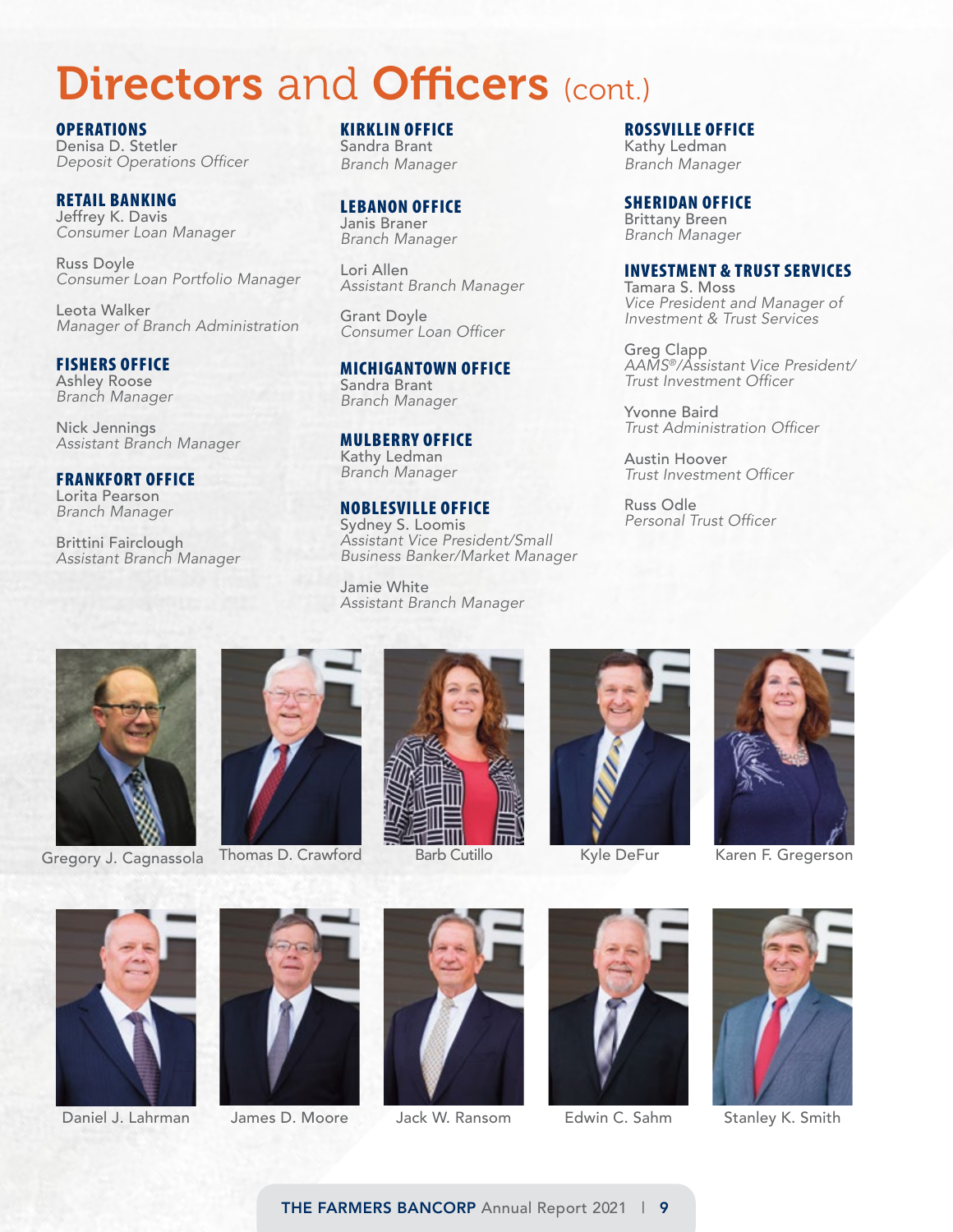# Directors and Officers (cont.)

**OPERATIONS**
Denisa D. Stetler
*Deposit Operations Officer*

**RETAIL BANKING**
Jeffrey K. Davis
*Consumer Loan Manager*

Russ Doyle
*Consumer Loan Portfolio Manager*

Leota Walker
*Manager of Branch Administration*

**FISHERS OFFICE**
Ashley Roose
*Branch Manager*

Nick Jennings
*Assistant Branch Manager*

**FRANKFORT OFFICE**
Lorita Pearson
*Branch Manager*

Brittini Fairclough
*Assistant Branch Manager*

**KIRKLIN OFFICE**
Sandra Brant
*Branch Manager*

**LEBANON OFFICE**
Janis Braner
*Branch Manager*

Lori Allen
*Assistant Branch Manager*

Grant Doyle
*Consumer Loan Officer*

**MICHIGANTOWN OFFICE**
Sandra Brant
*Branch Manager*

**MULBERRY OFFICE**
Kathy Ledman
*Branch Manager*

**NOBLESVILLE OFFICE**
Sydney S. Loomis
*Assistant Vice President/Small Business Banker/Market Manager*

Jamie White
*Assistant Branch Manager*

**ROSSVILLE OFFICE**
Kathy Ledman
*Branch Manager*

**SHERIDAN OFFICE**
Brittany Breen
*Branch Manager*

**INVESTMENT & TRUST SERVICES**
Tamara S. Moss
*Vice President and Manager of Investment & Trust Services*

Greg Clapp
*AAMS®/Assistant Vice President/Trust Investment Officer*

Yvonne Baird
*Trust Administration Officer*

Austin Hoover
*Trust Investment Officer*

Russ Odle
*Personal Trust Officer*

Gregory J. Cagnassola

Thomas D. Crawford

Barb Cutillo

Kyle DeFur

Karen F. Gregerson

Daniel J. Lahrman

James D. Moore

Jack W. Ransom

Edwin C. Sahm

Stanley K. Smith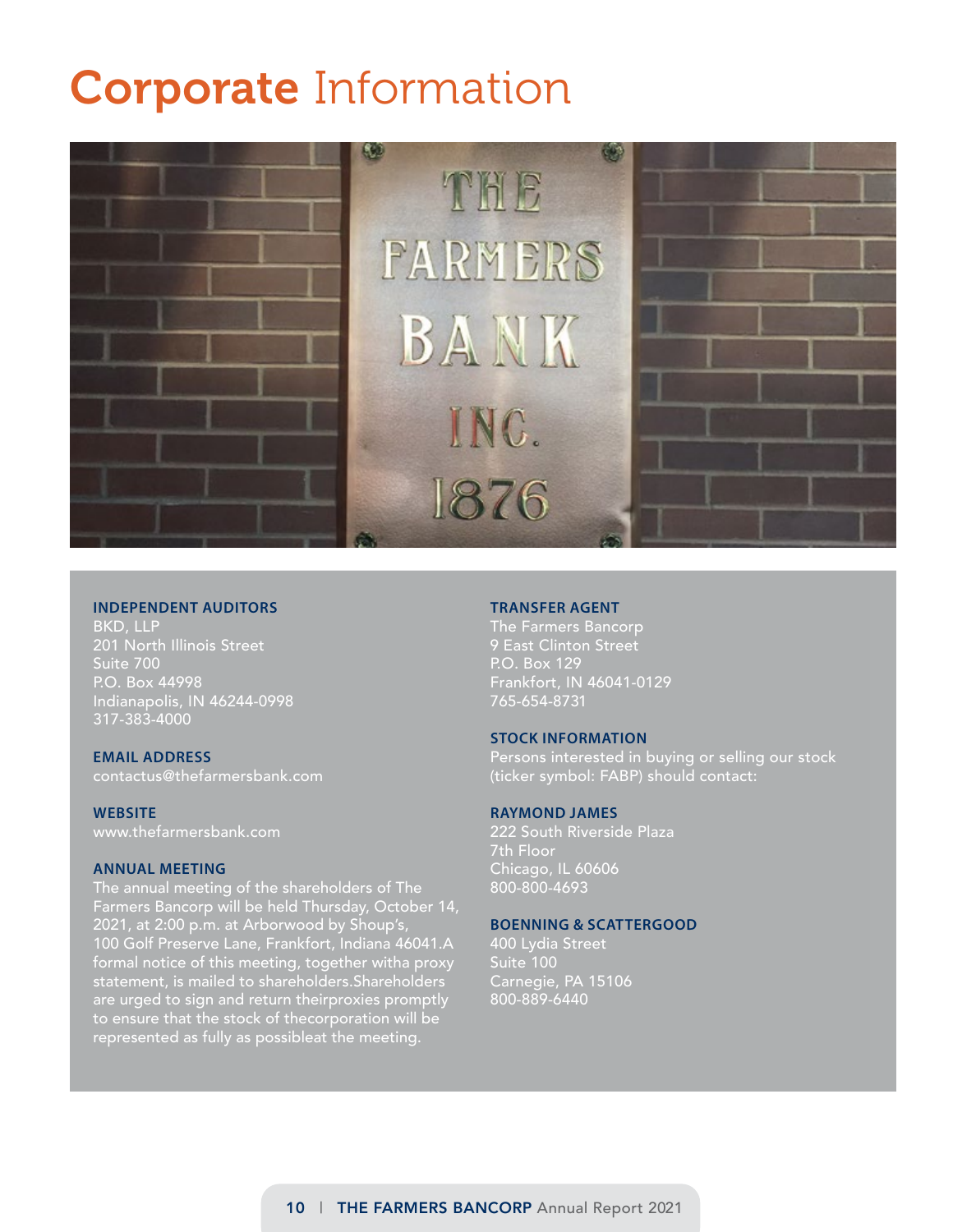# Corporate Information

**INDEPENDENT AUDITORS**
BKD, LLP
201 North Illinois Street
Suite 700
P.O. Box 44998
Indianapolis, IN 46244-0998
317-383-4000

**EMAIL ADDRESS**
contactus@thefarmersbank.com

**WEBSITE**
www.thefarmersbank.com

**ANNUAL MEETING**
The annual meeting of the shareholders of The Farmers Bancorp will be held Thursday, October 14, 2021, at 2:00 p.m. at Arborwood by Shoup's, 100 Golf Preserve Lane, Frankfort, Indiana 46041.A formal notice of this meeting, together witha proxy statement, is mailed to shareholders.Shareholders are urged to sign and return theirproxies promptly to ensure that the stock of thecorporation will be represented as fully as possibleat the meeting.

**TRANSFER AGENT**
The Farmers Bancorp
9 East Clinton Street
P.O. Box 129
Frankfort, IN 46041-0129
765-654-8731

**STOCK INFORMATION**
Persons interested in buying or selling our stock (ticker symbol: FABP) should contact:

**RAYMOND JAMES**
222 South Riverside Plaza
7th Floor
Chicago, IL 60606
800-800-4693

**BOENNING & SCATTERGOOD**
400 Lydia Street
Suite 100
Carnegie, PA 15106
800-889-6440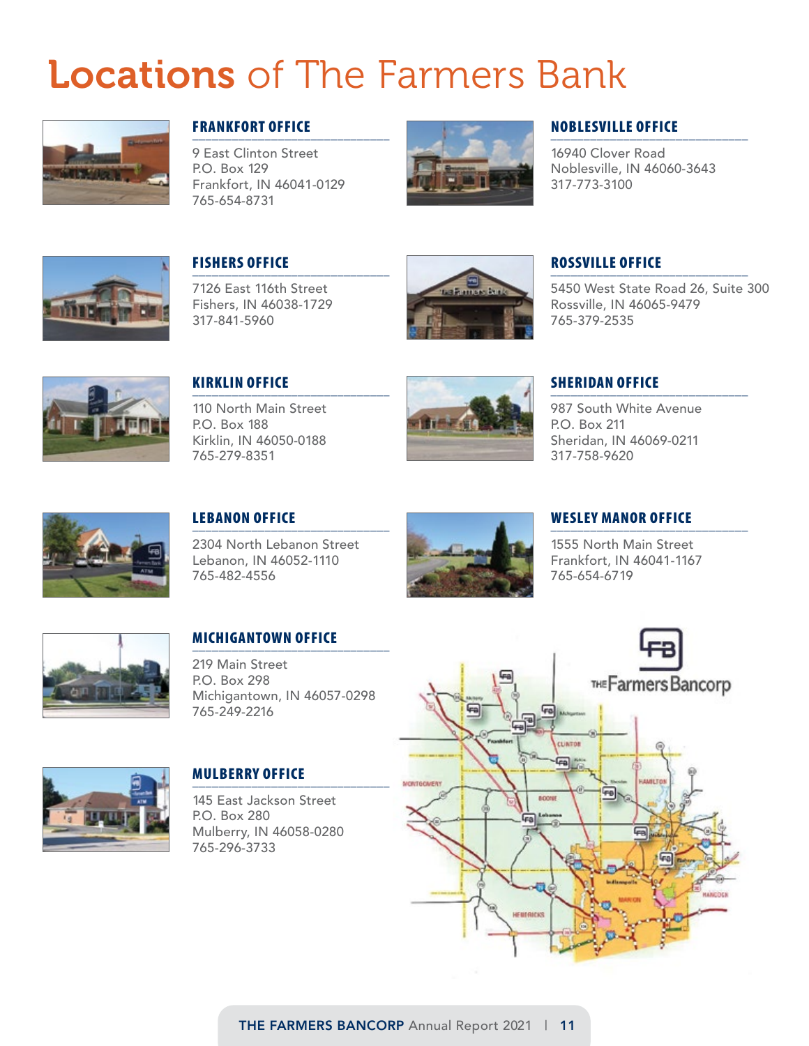# Locations of The Farmers Bank

### FRANKFORT OFFICE

9 East Clinton Street
P.O. Box 129
Frankfort, IN 46041-0129
765-654-8731

### NOBLESVILLE OFFICE

16940 Clover Road
Noblesville, IN 46060-3643
317-773-3100

### FISHERS OFFICE

7126 East 116th Street
Fishers, IN 46038-1729
317-841-5960

### ROSSVILLE OFFICE

5450 West State Road 26, Suite 300
Rossville, IN 46065-9479
765-379-2535

### KIRKLIN OFFICE

110 North Main Street
P.O. Box 188
Kirklin, IN 46050-0188
765-279-8351

### SHERIDAN OFFICE

987 South White Avenue
P.O. Box 211
Sheridan, IN 46069-0211
317-758-9620

### LEBANON OFFICE

2304 North Lebanon Street
Lebanon, IN 46052-1110
765-482-4556

### WESLEY MANOR OFFICE

1555 North Main Street
Frankfort, IN 46041-1167
765-654-6719

### MICHIGANTOWN OFFICE

219 Main Street
P.O. Box 298
Michigantown, IN 46057-0298
765-249-2216

### MULBERRY OFFICE

145 East Jackson Street
P.O. Box 280
Mulberry, IN 46058-0280
765-296-3733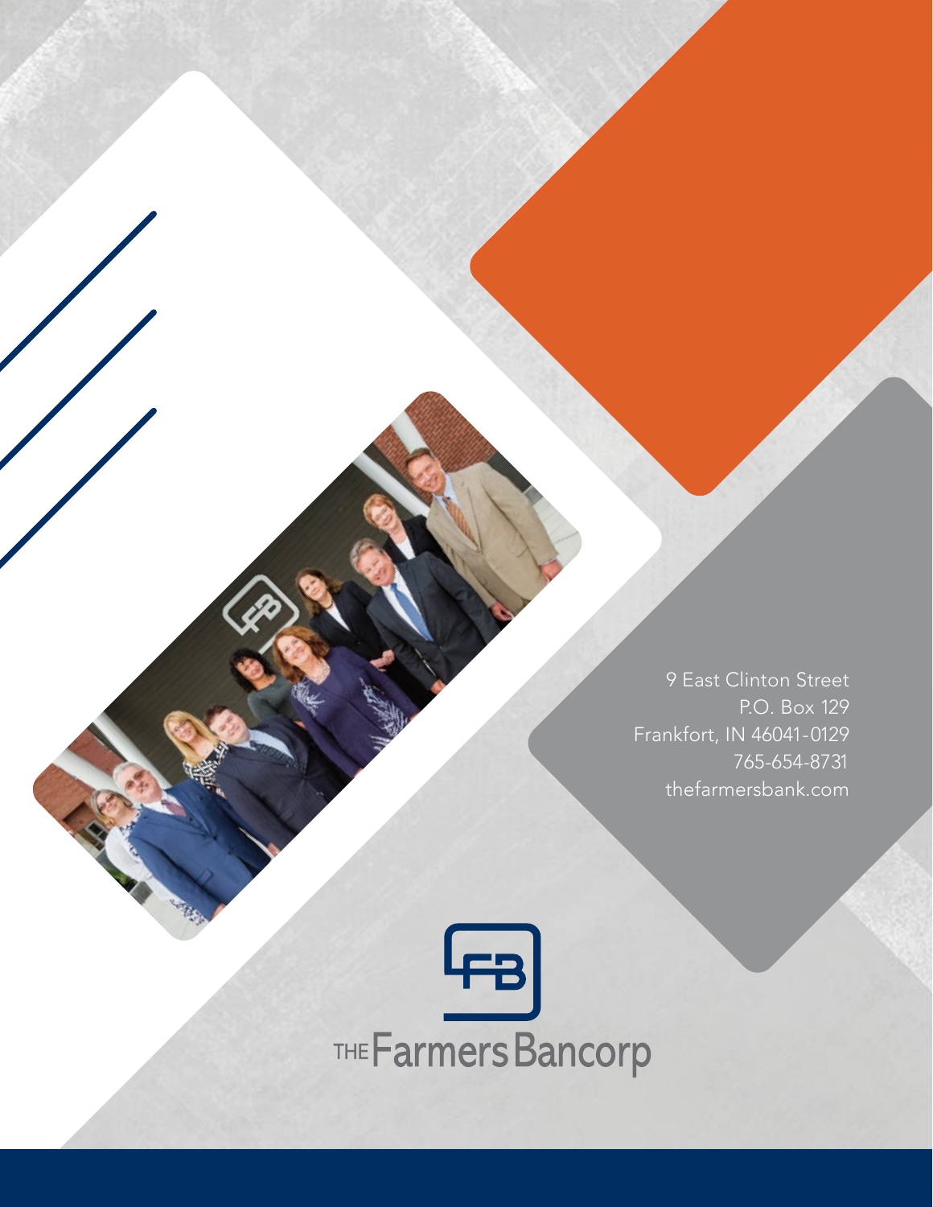9 East Clinton Street
P.O. Box 129
Frankfort, IN 46041-0129
765-654-8731
thefarmersbank.com

THE Farmers Bancorp